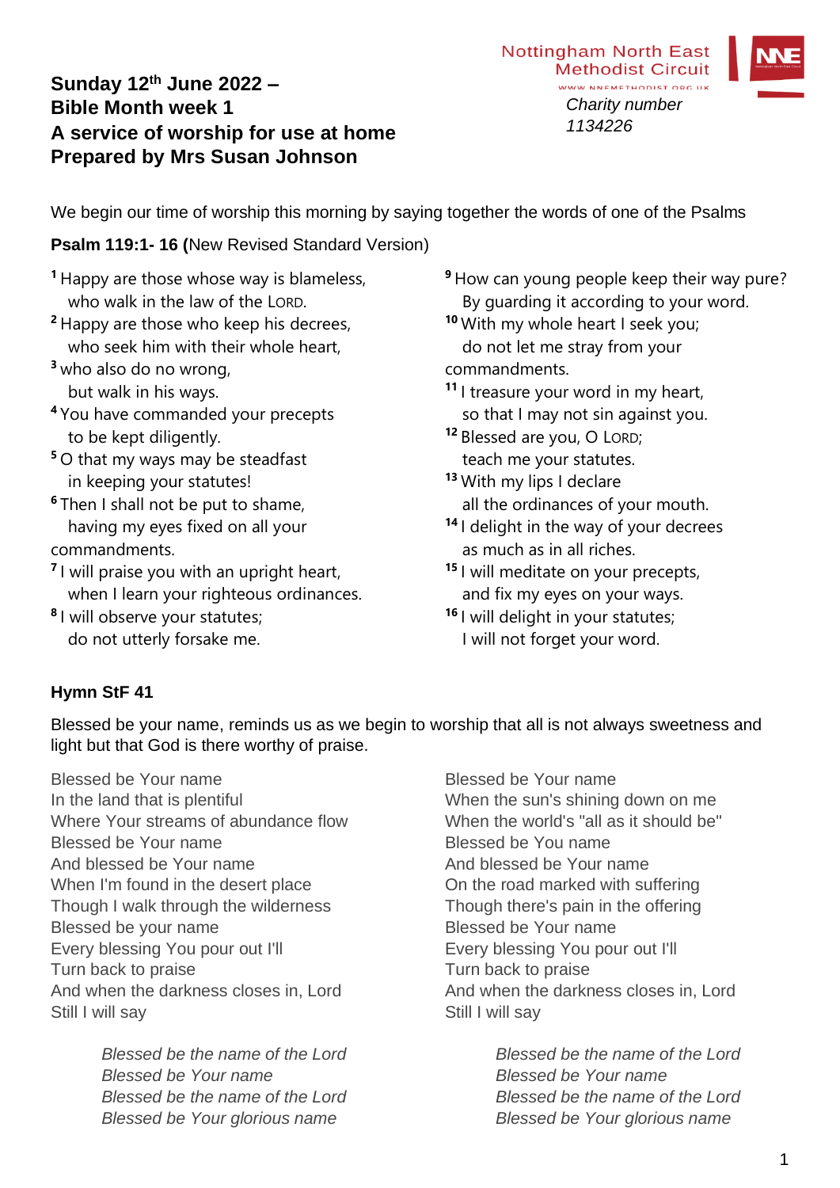**Sunday 12th June 2022 –**
**Bible Month week 1**
**A service of worship for use at home**
**Prepared by Mrs Susan Johnson**

Nottingham North East Methodist Circuit
www.nnemethodist.org.uk

*Charity number 1134226*

We begin our time of worship this morning by saying together the words of one of the Psalms

**Psalm 119:1- 16 (**New Revised Standard Version)

[1] Happy are those whose way is blameless,
who walk in the law of the LORD.
[2] Happy are those who keep his decrees,
who seek him with their whole heart,
[3] who also do no wrong,
but walk in his ways.
[4] You have commanded your precepts
to be kept diligently.
[5] O that my ways may be steadfast
in keeping your statutes!
[6] Then I shall not be put to shame,
having my eyes fixed on all your commandments.
[7] I will praise you with an upright heart,
when I learn your righteous ordinances.
[8] I will observe your statutes;
do not utterly forsake me.
[9] How can young people keep their way pure?
By guarding it according to your word.
[10] With my whole heart I seek you;
do not let me stray from your commandments.
[11] I treasure your word in my heart,
so that I may not sin against you.
[12] Blessed are you, O LORD;
teach me your statutes.
[13] With my lips I declare
all the ordinances of your mouth.
[14] I delight in the way of your decrees
as much as in all riches.
[15] I will meditate on your precepts,
and fix my eyes on your ways.
[16] I will delight in your statutes;
I will not forget your word.

**Hymn StF 41**

Blessed be your name, reminds us as we begin to worship that all is not always sweetness and light but that God is there worthy of praise.

Blessed be Your name
In the land that is plentiful
Where Your streams of abundance flow
Blessed be Your name
And blessed be Your name
When I'm found in the desert place
Though I walk through the wilderness
Blessed be your name
Every blessing You pour out I'll
Turn back to praise
And when the darkness closes in, Lord
Still I will say

*Blessed be the name of the Lord*
*Blessed be Your name*
*Blessed be the name of the Lord*
*Blessed be Your glorious name*

Blessed be Your name
When the sun's shining down on me
When the world's "all as it should be"
Blessed be You name
And blessed be Your name
On the road marked with suffering
Though there's pain in the offering
Blessed be Your name
Every blessing You pour out I'll
Turn back to praise
And when the darkness closes in, Lord
Still I will say

*Blessed be the name of the Lord*
*Blessed be Your name*
*Blessed be the name of the Lord*
*Blessed be Your glorious name*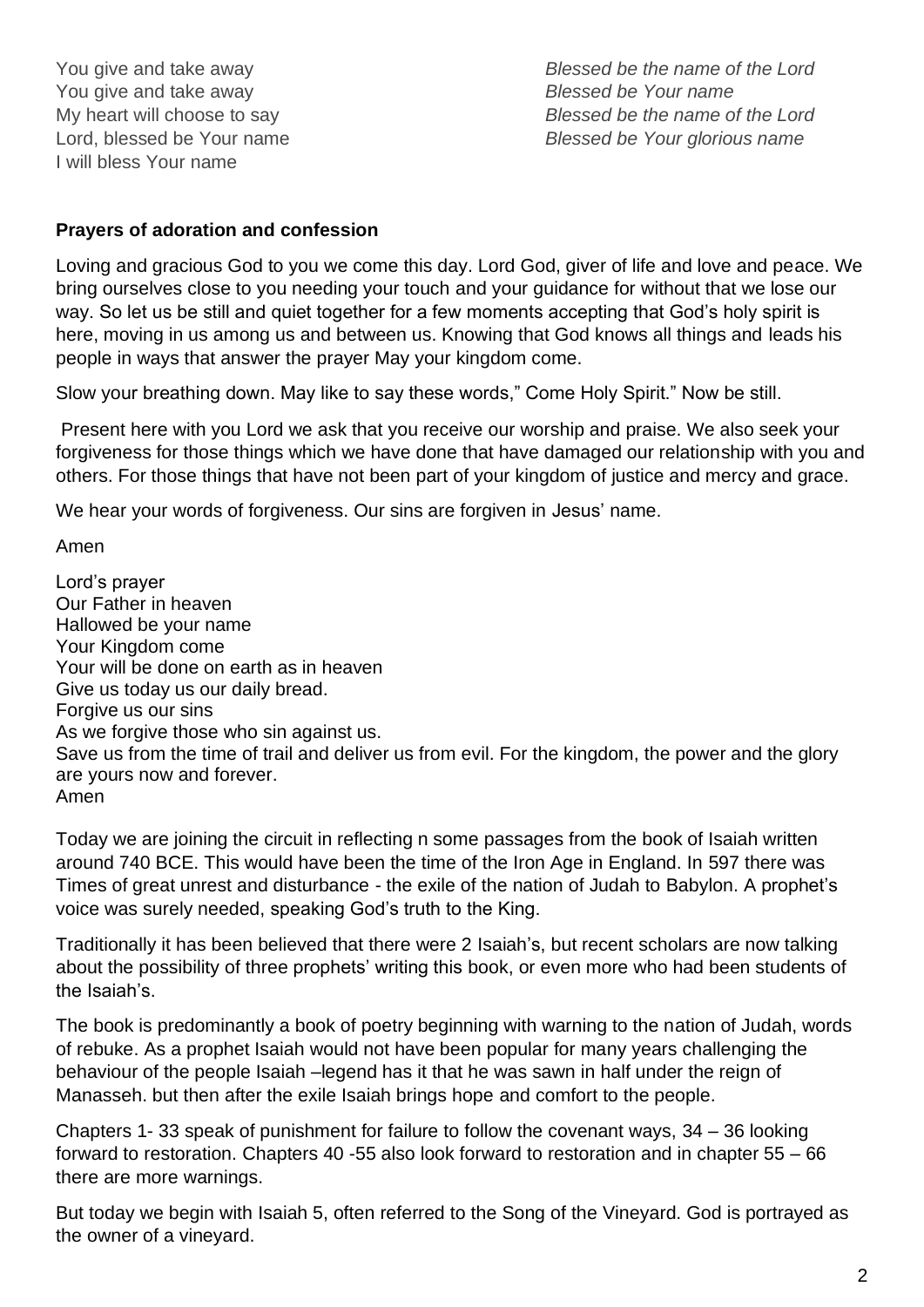You give and take away
You give and take away
My heart will choose to say
Lord, blessed be Your name
I will bless Your name

*Blessed be the name of the Lord*
*Blessed be Your name*
*Blessed be the name of the Lord*
*Blessed be Your glorious name*

**Prayers of adoration and confession**

Loving and gracious God to you we come this day. Lord God, giver of life and love and peace. We bring ourselves close to you needing your touch and your guidance for without that we lose our way. So let us be still and quiet together for a few moments accepting that God's holy spirit is here, moving in us among us and between us. Knowing that God knows all things and leads his people in ways that answer the prayer May your kingdom come.

Slow your breathing down. May like to say these words," Come Holy Spirit." Now be still.

Present here with you Lord we ask that you receive our worship and praise. We also seek your forgiveness for those things which we have done that have damaged our relationship with you and others. For those things that have not been part of your kingdom of justice and mercy and grace.

We hear your words of forgiveness. Our sins are forgiven in Jesus' name.

Amen

Lord's prayer
Our Father in heaven
Hallowed be your name
Your Kingdom come
Your will be done on earth as in heaven
Give us today us our daily bread.
Forgive us our sins
As we forgive those who sin against us.
Save us from the time of trail and deliver us from evil. For the kingdom, the power and the glory are yours now and forever.
Amen

Today we are joining the circuit in reflecting n some passages from the book of Isaiah written around 740 BCE. This would have been the time of the Iron Age in England. In 597 there was Times of great unrest and disturbance - the exile of the nation of Judah to Babylon. A prophet's voice was surely needed, speaking God's truth to the King.

Traditionally it has been believed that there were 2 Isaiah's, but recent scholars are now talking about the possibility of three prophets' writing this book, or even more who had been students of the Isaiah's.

The book is predominantly a book of poetry beginning with warning to the nation of Judah, words of rebuke. As a prophet Isaiah would not have been popular for many years challenging the behaviour of the people Isaiah –legend has it that he was sawn in half under the reign of Manasseh. but then after the exile Isaiah brings hope and comfort to the people.

Chapters 1- 33 speak of punishment for failure to follow the covenant ways, 34 – 36 looking forward to restoration. Chapters 40 -55 also look forward to restoration and in chapter 55 – 66 there are more warnings.

But today we begin with Isaiah 5, often referred to the Song of the Vineyard. God is portrayed as the owner of a vineyard.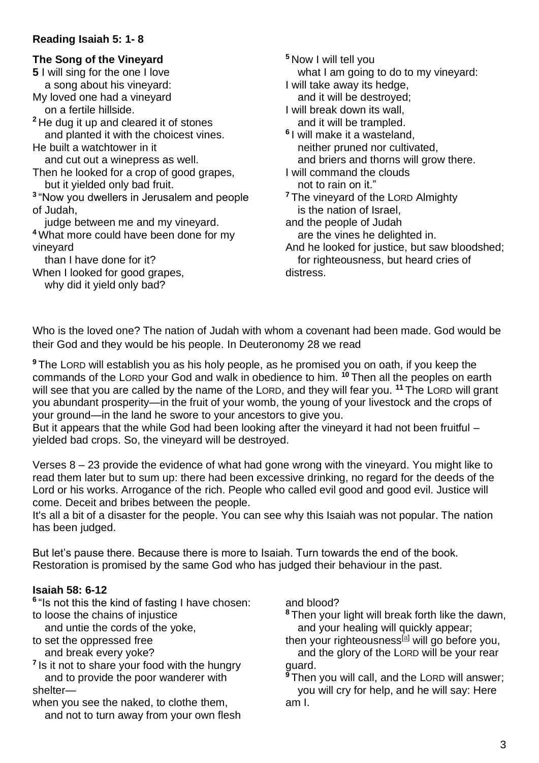**Reading Isaiah 5: 1- 8**

**The Song of the Vineyard**

**5** I will sing for the one I love
a song about his vineyard:
My loved one had a vineyard
on a fertile hillside.
[2] He dug it up and cleared it of stones
and planted it with the choicest vines.
He built a watchtower in it
and cut out a winepress as well.
Then he looked for a crop of good grapes,
but it yielded only bad fruit.
[3] "Now you dwellers in Jerusalem and people of Judah,
judge between me and my vineyard.
[4] What more could have been done for my vineyard
than I have done for it?
When I looked for good grapes,
why did it yield only bad?
[5] Now I will tell you
what I am going to do to my vineyard:
I will take away its hedge,
and it will be destroyed;
I will break down its wall,
and it will be trampled.
[6] I will make it a wasteland,
neither pruned nor cultivated,
and briers and thorns will grow there.
I will command the clouds
not to rain on it."
[7] The vineyard of the LORD Almighty
is the nation of Israel,
and the people of Judah
are the vines he delighted in.
And he looked for justice, but saw bloodshed;
for righteousness, but heard cries of distress.

Who is the loved one? The nation of Judah with whom a covenant had been made. God would be their God and they would be his people. In Deuteronomy 28 we read

[9] The LORD will establish you as his holy people, as he promised you on oath, if you keep the commands of the LORD your God and walk in obedience to him. [10] Then all the peoples on earth will see that you are called by the name of the LORD, and they will fear you. [11] The LORD will grant you abundant prosperity—in the fruit of your womb, the young of your livestock and the crops of your ground—in the land he swore to your ancestors to give you.
But it appears that the while God had been looking after the vineyard it had not been fruitful – yielded bad crops. So, the vineyard will be destroyed.

Verses 8 – 23 provide the evidence of what had gone wrong with the vineyard. You might like to read them later but to sum up: there had been excessive drinking, no regard for the deeds of the Lord or his works. Arrogance of the rich. People who called evil good and good evil. Justice will come. Deceit and bribes between the people.
It's all a bit of a disaster for the people. You can see why this Isaiah was not popular. The nation has been judged.

But let's pause there. Because there is more to Isaiah. Turn towards the end of the book. Restoration is promised by the same God who has judged their behaviour in the past.

**Isaiah 58: 6-12**

[6] "Is not this the kind of fasting I have chosen:
to loose the chains of injustice
and untie the cords of the yoke,
to set the oppressed free
and break every yoke?
[7] Is it not to share your food with the hungry
and to provide the poor wanderer with shelter—
when you see the naked, to clothe them,
and not to turn away from your own flesh and blood?
[8] Then your light will break forth like the dawn,
and your healing will quickly appear;
then your righteousness[a] will go before you,
and the glory of the LORD will be your rear guard.
[9] Then you will call, and the LORD will answer;
you will cry for help, and he will say: Here am I.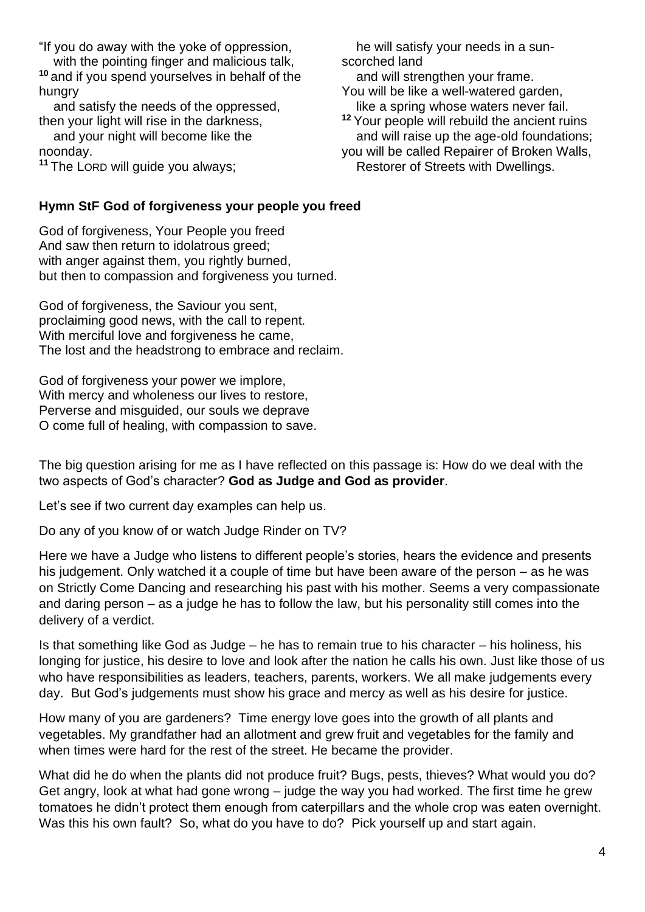"If you do away with the yoke of oppression,
with the pointing finger and malicious talk,
[10] and if you spend yourselves in behalf of the hungry
and satisfy the needs of the oppressed,
then your light will rise in the darkness,
and your night will become like the noonday.
[11] The LORD will guide you always;
he will satisfy your needs in a sun-scorched land
and will strengthen your frame.
You will be like a well-watered garden,
like a spring whose waters never fail.
[12] Your people will rebuild the ancient ruins
and will raise up the age-old foundations;
you will be called Repairer of Broken Walls,
Restorer of Streets with Dwellings.

**Hymn StF God of forgiveness your people you freed**

God of forgiveness, Your People you freed
And saw then return to idolatrous greed;
with anger against them, you rightly burned,
but then to compassion and forgiveness you turned.

God of forgiveness, the Saviour you sent,
proclaiming good news, with the call to repent.
With merciful love and forgiveness he came,
The lost and the headstrong to embrace and reclaim.

God of forgiveness your power we implore,
With mercy and wholeness our lives to restore,
Perverse and misguided, our souls we deprave
O come full of healing, with compassion to save.

The big question arising for me as I have reflected on this passage is: How do we deal with the two aspects of God's character? **God as Judge and God as provider**.

Let's see if two current day examples can help us.

Do any of you know of or watch Judge Rinder on TV?

Here we have a Judge who listens to different people's stories, hears the evidence and presents his judgement. Only watched it a couple of time but have been aware of the person – as he was on Strictly Come Dancing and researching his past with his mother. Seems a very compassionate and daring person – as a judge he has to follow the law, but his personality still comes into the delivery of a verdict.

Is that something like God as Judge – he has to remain true to his character – his holiness, his longing for justice, his desire to love and look after the nation he calls his own. Just like those of us who have responsibilities as leaders, teachers, parents, workers. We all make judgements every day. But God's judgements must show his grace and mercy as well as his desire for justice.

How many of you are gardeners? Time energy love goes into the growth of all plants and vegetables. My grandfather had an allotment and grew fruit and vegetables for the family and when times were hard for the rest of the street. He became the provider.

What did he do when the plants did not produce fruit? Bugs, pests, thieves? What would you do? Get angry, look at what had gone wrong – judge the way you had worked. The first time he grew tomatoes he didn't protect them enough from caterpillars and the whole crop was eaten overnight. Was this his own fault? So, what do you have to do? Pick yourself up and start again.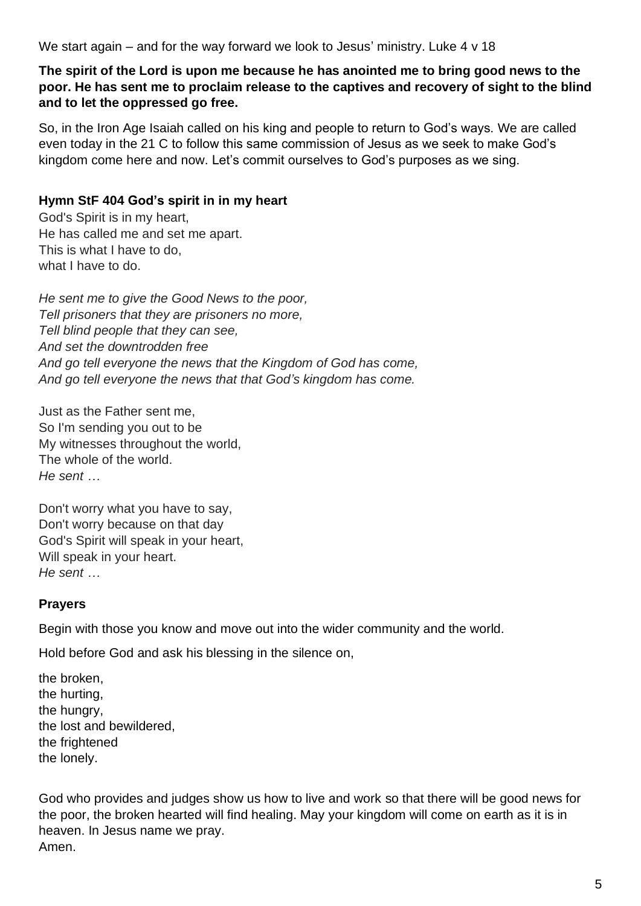We start again – and for the way forward we look to Jesus' ministry. Luke 4 v 18

**The spirit of the Lord is upon me because he has anointed me to bring good news to the poor. He has sent me to proclaim release to the captives and recovery of sight to the blind and to let the oppressed go free.**

So, in the Iron Age Isaiah called on his king and people to return to God's ways. We are called even today in the 21 C to follow this same commission of Jesus as we seek to make God's kingdom come here and now. Let's commit ourselves to God's purposes as we sing.

**Hymn StF 404 God's spirit in in my heart**

God's Spirit is in my heart,
He has called me and set me apart.
This is what I have to do,
what I have to do.

*He sent me to give the Good News to the poor,*
*Tell prisoners that they are prisoners no more,*
*Tell blind people that they can see,*
*And set the downtrodden free*
*And go tell everyone the news that the Kingdom of God has come,*
*And go tell everyone the news that that God's kingdom has come.*

Just as the Father sent me,
So I'm sending you out to be
My witnesses throughout the world,
The whole of the world.
*He sent …*

Don't worry what you have to say,
Don't worry because on that day
God's Spirit will speak in your heart,
Will speak in your heart.
*He sent …*

**Prayers**

Begin with those you know and move out into the wider community and the world.

Hold before God and ask his blessing in the silence on,

the broken,
the hurting,
the hungry,
the lost and bewildered,
the frightened
the lonely.

God who provides and judges show us how to live and work so that there will be good news for the poor, the broken hearted will find healing. May your kingdom will come on earth as it is in heaven. In Jesus name we pray.
Amen.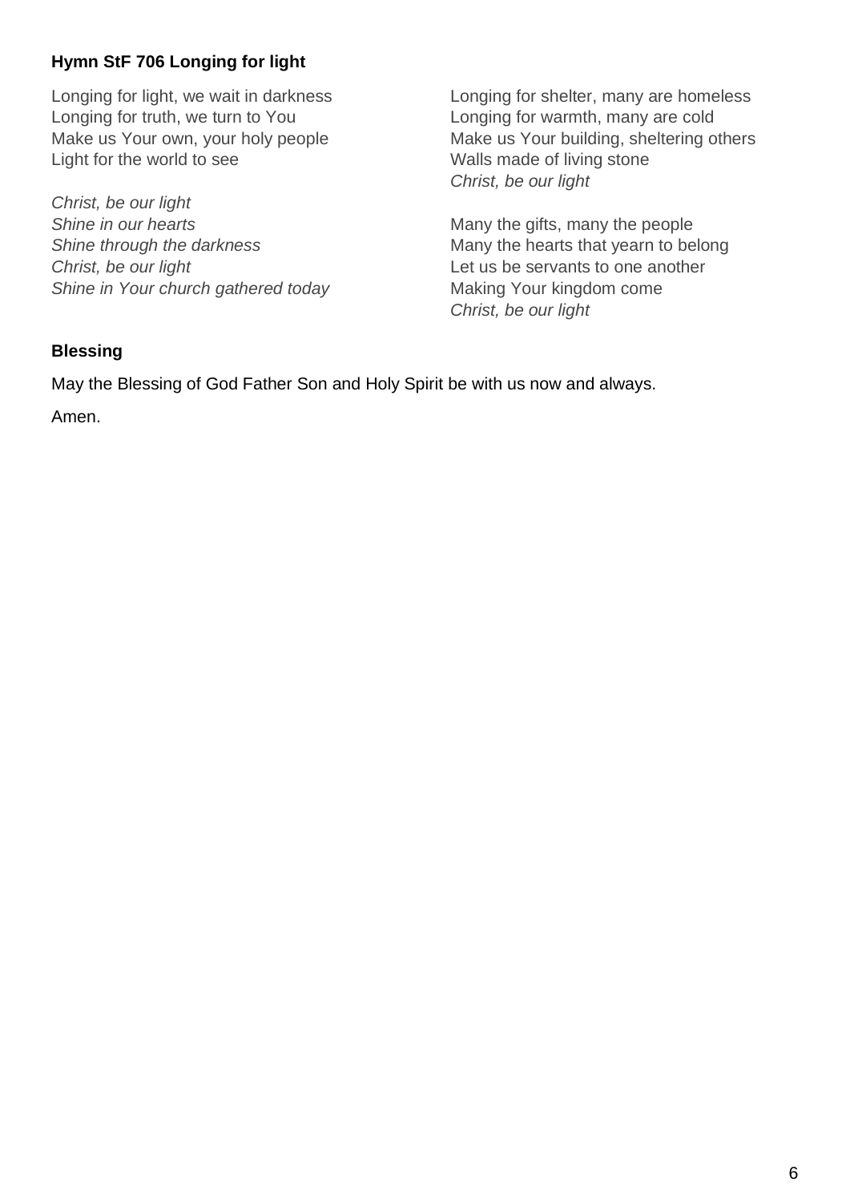**Hymn StF 706 Longing for light**

Longing for light, we wait in darkness
Longing for truth, we turn to You
Make us Your own, your holy people
Light for the world to see

*Christ, be our light*
*Shine in our hearts*
*Shine through the darkness*
*Christ, be our light*
*Shine in Your church gathered today*

Longing for shelter, many are homeless
Longing for warmth, many are cold
Make us Your building, sheltering others
Walls made of living stone
*Christ, be our light*

Many the gifts, many the people
Many the hearts that yearn to belong
Let us be servants to one another
Making Your kingdom come
*Christ, be our light*

**Blessing**

May the Blessing of God Father Son and Holy Spirit be with us now and always.

Amen.